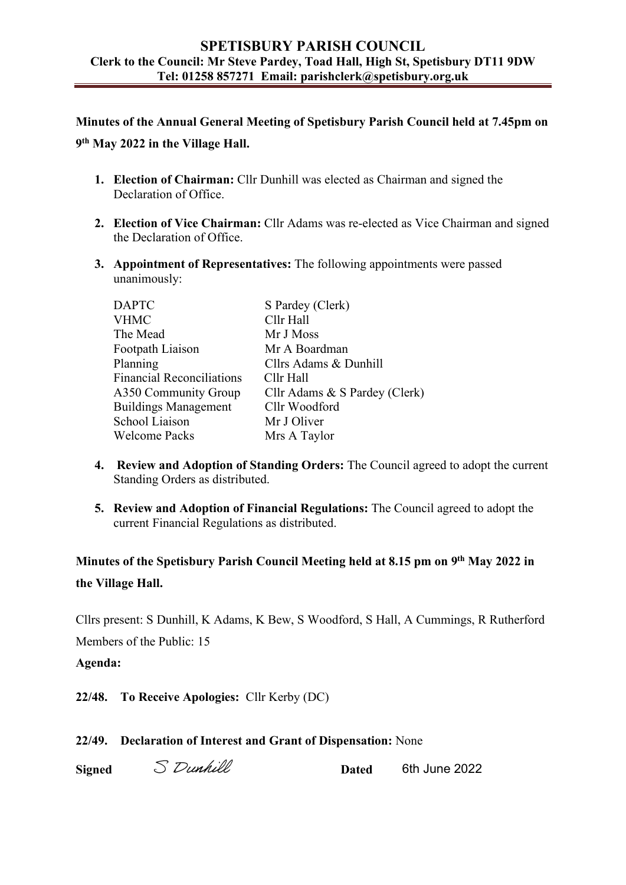# SPETISBURY PARISH COUNCIL

**Clerk to the Council: Mr Steve Pardey, Toad Hall, High St, Spetisbury DT11 9DW**
**Tel: 01258 857271 Email: parishclerk@spetisbury.org.uk**

**Minutes of the Annual General Meeting of Spetisbury Parish Council held at 7.45pm on 9th May 2022 in the Village Hall.**

1. **Election of Chairman:** Cllr Dunhill was elected as Chairman and signed the Declaration of Office.

2. **Election of Vice Chairman:** Cllr Adams was re-elected as Vice Chairman and signed the Declaration of Office.

3. **Appointment of Representatives:** The following appointments were passed unanimously:

| | |
|---|---|
| DAPTC | S Pardey (Clerk) |
| VHMC | Cllr Hall |
| The Mead | Mr J Moss |
| Footpath Liaison | Mr A Boardman |
| Planning | Cllrs Adams & Dunhill |
| Financial Reconciliations | Cllr Hall |
| A350 Community Group | Cllr Adams & S Pardey (Clerk) |
| Buildings Management | Cllr Woodford |
| School Liaison | Mr J Oliver |
| Welcome Packs | Mrs A Taylor |

4. **Review and Adoption of Standing Orders:** The Council agreed to adopt the current Standing Orders as distributed.

5. **Review and Adoption of Financial Regulations:** The Council agreed to adopt the current Financial Regulations as distributed.

**Minutes of the Spetisbury Parish Council Meeting held at 8.15 pm on 9th May 2022 in the Village Hall.**

Cllrs present: S Dunhill, K Adams, K Bew, S Woodford, S Hall, A Cummings, R Rutherford

Members of the Public: 15

**Agenda:**

**22/48. To Receive Apologies:** Cllr Kerby (DC)

**22/49. Declaration of Interest and Grant of Dispensation:** None

**Signed** S Dunhill **Dated** 6th June 2022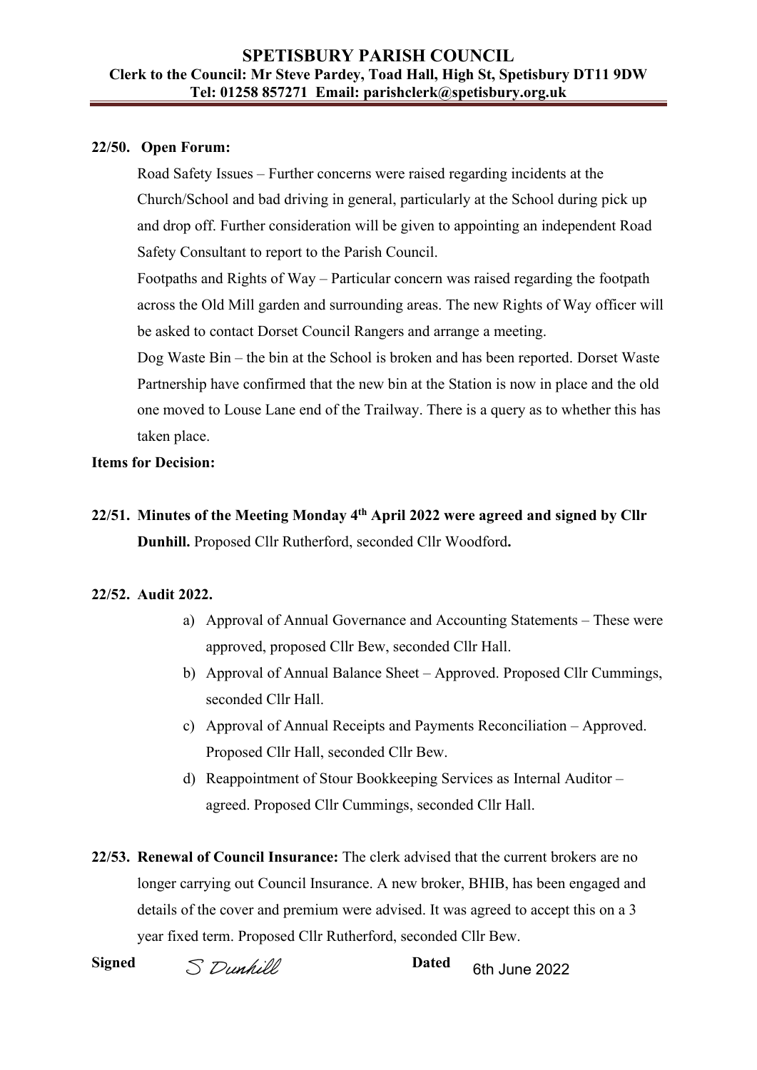**22/50. Open Forum:**

Road Safety Issues – Further concerns were raised regarding incidents at the Church/School and bad driving in general, particularly at the School during pick up and drop off. Further consideration will be given to appointing an independent Road Safety Consultant to report to the Parish Council.

Footpaths and Rights of Way – Particular concern was raised regarding the footpath across the Old Mill garden and surrounding areas. The new Rights of Way officer will be asked to contact Dorset Council Rangers and arrange a meeting.

Dog Waste Bin – the bin at the School is broken and has been reported. Dorset Waste Partnership have confirmed that the new bin at the Station is now in place and the old one moved to Louse Lane end of the Trailway. There is a query as to whether this has taken place.

**Items for Decision:**

**22/51. Minutes of the Meeting Monday 4th April 2022 were agreed and signed by Cllr Dunhill.** Proposed Cllr Rutherford, seconded Cllr Woodford**.**

**22/52. Audit 2022.**

a) Approval of Annual Governance and Accounting Statements – These were approved, proposed Cllr Bew, seconded Cllr Hall.
b) Approval of Annual Balance Sheet – Approved. Proposed Cllr Cummings, seconded Cllr Hall.
c) Approval of Annual Receipts and Payments Reconciliation – Approved. Proposed Cllr Hall, seconded Cllr Bew.
d) Reappointment of Stour Bookkeeping Services as Internal Auditor – agreed. Proposed Cllr Cummings, seconded Cllr Hall.

**22/53. Renewal of Council Insurance:** The clerk advised that the current brokers are no longer carrying out Council Insurance. A new broker, BHIB, has been engaged and details of the cover and premium were advised. It was agreed to accept this on a 3 year fixed term. Proposed Cllr Rutherford, seconded Cllr Bew.

**Signed** S Dunhill **Dated** 6th June 2022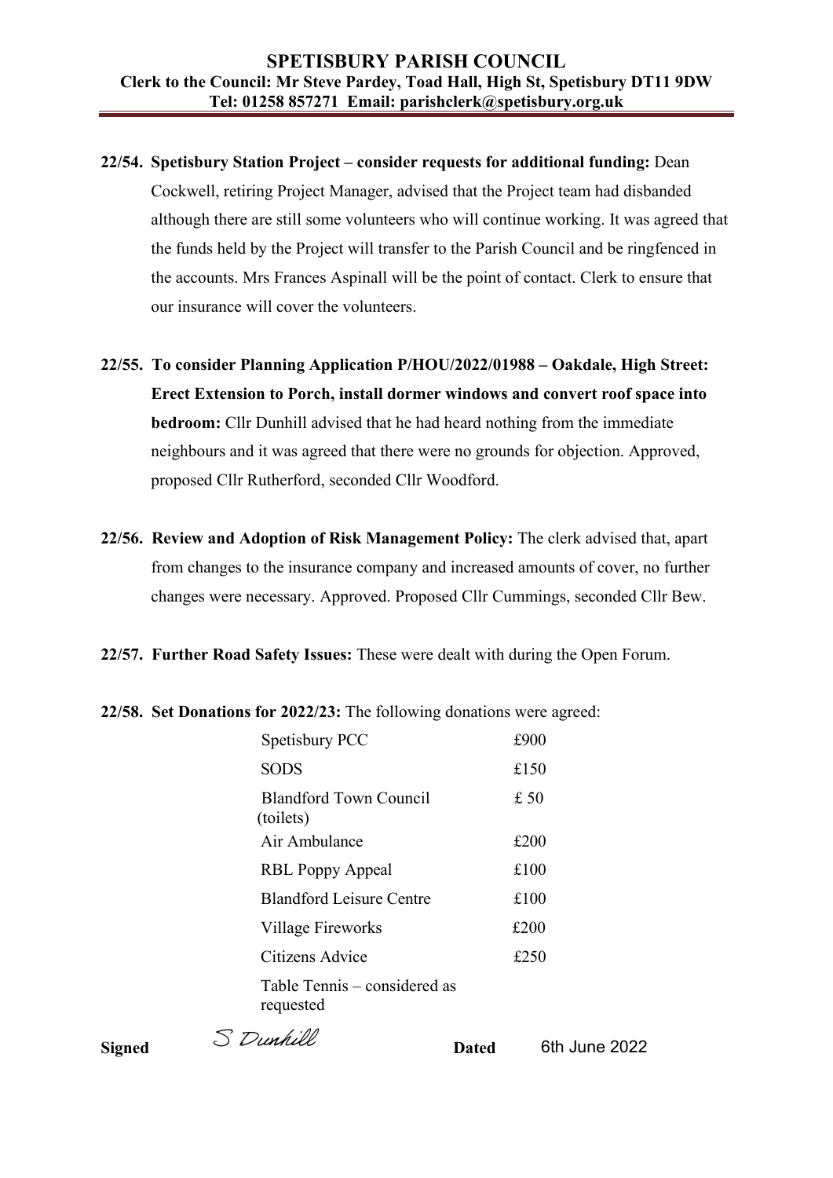**22/54. Spetisbury Station Project – consider requests for additional funding:** Dean Cockwell, retiring Project Manager, advised that the Project team had disbanded although there are still some volunteers who will continue working. It was agreed that the funds held by the Project will transfer to the Parish Council and be ringfenced in the accounts. Mrs Frances Aspinall will be the point of contact. Clerk to ensure that our insurance will cover the volunteers.

**22/55. To consider Planning Application P/HOU/2022/01988 – Oakdale, High Street: Erect Extension to Porch, install dormer windows and convert roof space into bedroom:** Cllr Dunhill advised that he had heard nothing from the immediate neighbours and it was agreed that there were no grounds for objection. Approved, proposed Cllr Rutherford, seconded Cllr Woodford.

**22/56. Review and Adoption of Risk Management Policy:** The clerk advised that, apart from changes to the insurance company and increased amounts of cover, no further changes were necessary. Approved. Proposed Cllr Cummings, seconded Cllr Bew.

**22/57. Further Road Safety Issues:** These were dealt with during the Open Forum.

**22/58. Set Donations for 2022/23:** The following donations were agreed:

| | |
|---|---|
| Spetisbury PCC | £900 |
| SODS | £150 |
| Blandford Town Council (toilets) | £ 50 |
| Air Ambulance | £200 |
| RBL Poppy Appeal | £100 |
| Blandford Leisure Centre | £100 |
| Village Fireworks | £200 |
| Citizens Advice | £250 |
| Table Tennis – considered as requested | |

**Signed** S Dunhill **Dated** 6th June 2022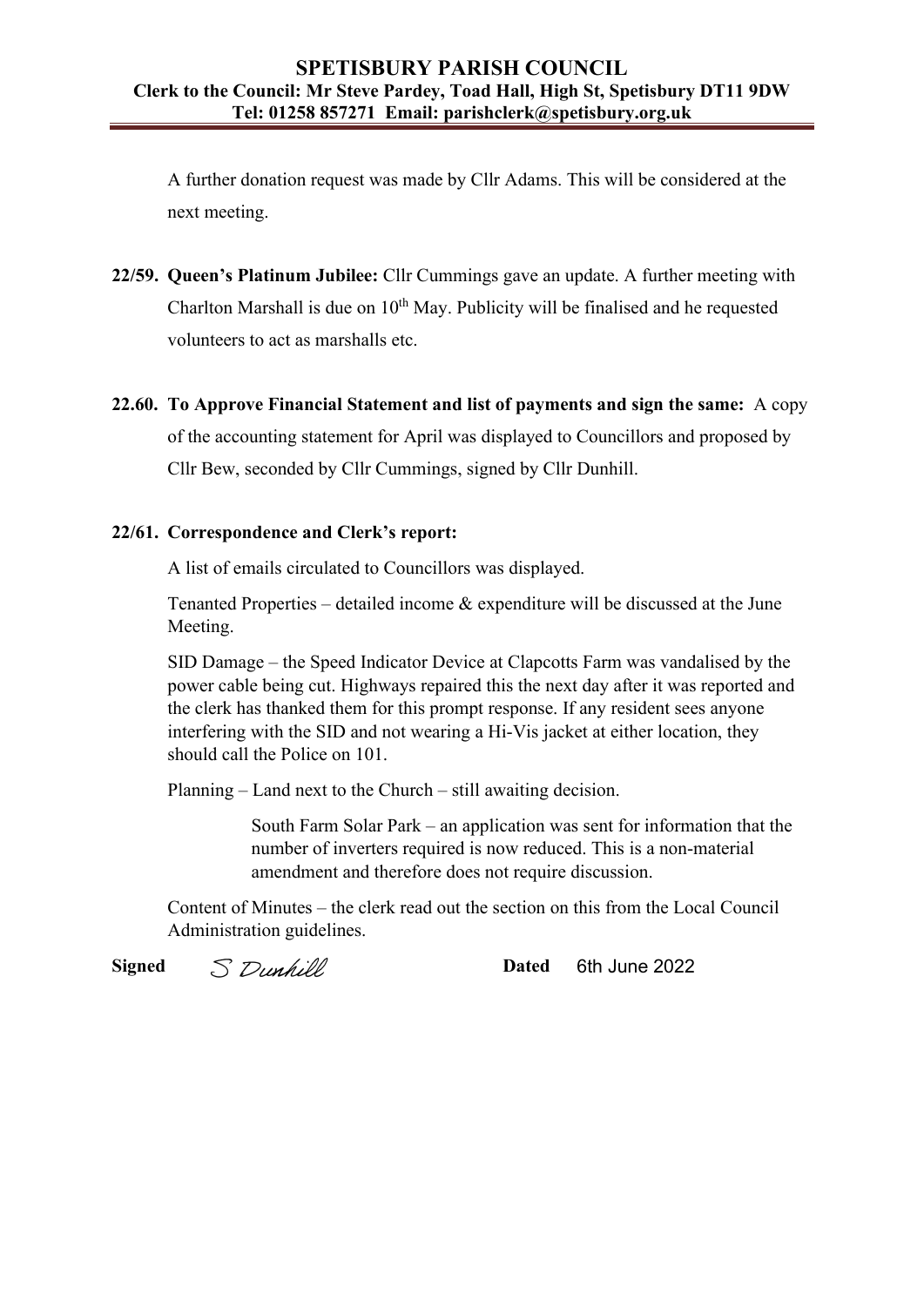A further donation request was made by Cllr Adams. This will be considered at the next meeting.

**22/59. Queen's Platinum Jubilee:** Cllr Cummings gave an update. A further meeting with Charlton Marshall is due on 10th May. Publicity will be finalised and he requested volunteers to act as marshalls etc.

**22.60. To Approve Financial Statement and list of payments and sign the same:** A copy of the accounting statement for April was displayed to Councillors and proposed by Cllr Bew, seconded by Cllr Cummings, signed by Cllr Dunhill.

**22/61. Correspondence and Clerk's report:**

A list of emails circulated to Councillors was displayed.

Tenanted Properties – detailed income & expenditure will be discussed at the June Meeting.

SID Damage – the Speed Indicator Device at Clapcotts Farm was vandalised by the power cable being cut. Highways repaired this the next day after it was reported and the clerk has thanked them for this prompt response. If any resident sees anyone interfering with the SID and not wearing a Hi-Vis jacket at either location, they should call the Police on 101.

Planning – Land next to the Church – still awaiting decision.

South Farm Solar Park – an application was sent for information that the number of inverters required is now reduced. This is a non-material amendment and therefore does not require discussion.

Content of Minutes – the clerk read out the section on this from the Local Council Administration guidelines.

**Signed** S Dunhill **Dated** 6th June 2022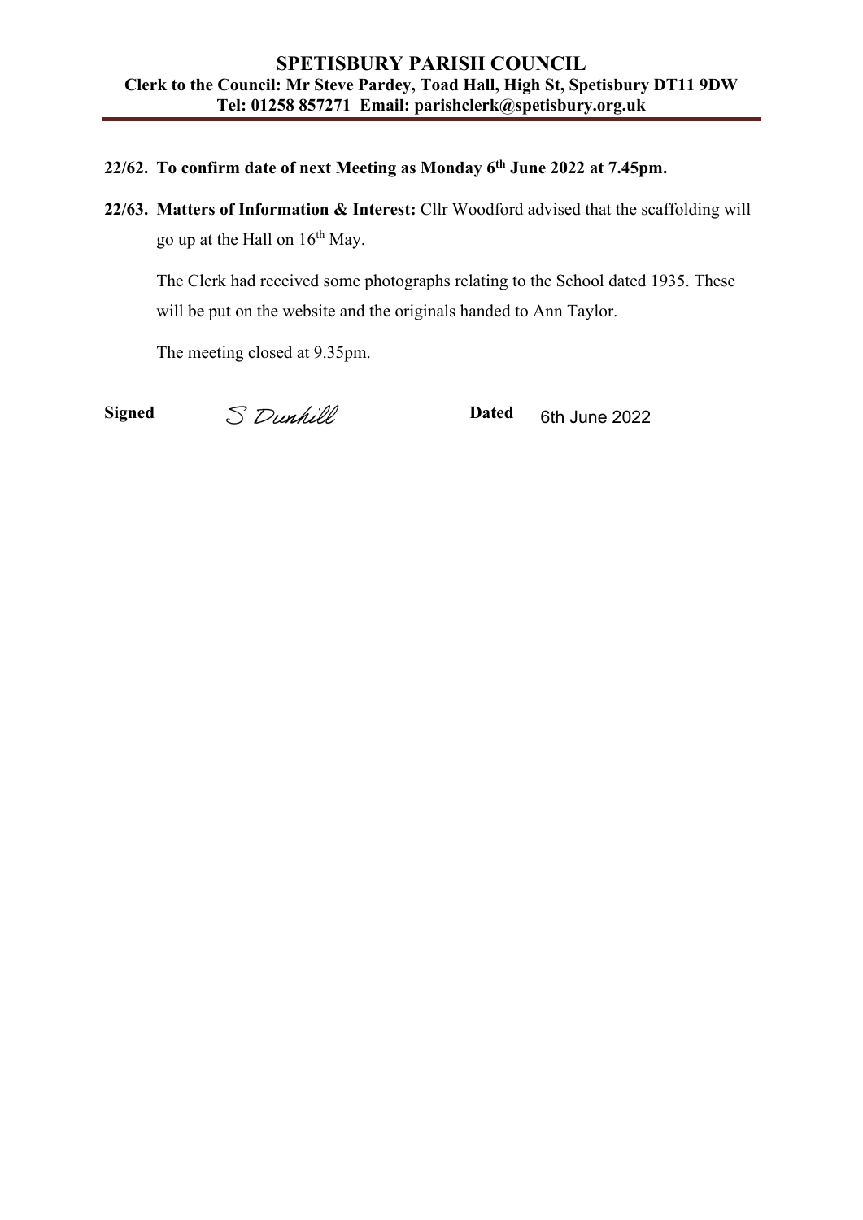**22/62. To confirm date of next Meeting as Monday 6th June 2022 at 7.45pm.**

**22/63. Matters of Information & Interest:** Cllr Woodford advised that the scaffolding will go up at the Hall on 16th May.

The Clerk had received some photographs relating to the School dated 1935. These will be put on the website and the originals handed to Ann Taylor.

The meeting closed at 9.35pm.

**Signed** S Dunhill **Dated** 6th June 2022